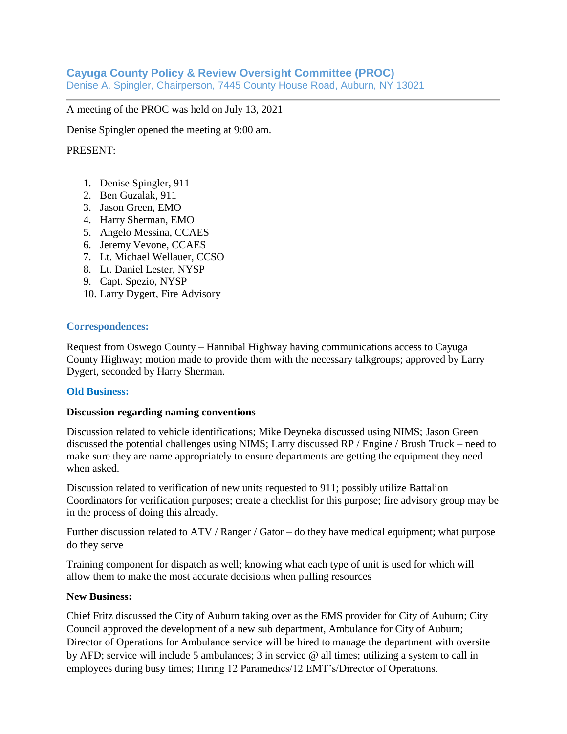# Cayuga County Policy & Review Oversight Committee (PROC)

Denise A. Spingler, Chairperson, 7445 County House Road, Auburn, NY 13021

---

A meeting of the PROC was held on July 13, 2021

Denise Spingler opened the meeting at 9:00 am.

PRESENT:

1. Denise Spingler, 911
2. Ben Guzalak, 911
3. Jason Green, EMO
4. Harry Sherman, EMO
5. Angelo Messina, CCAES
6. Jeremy Vevone, CCAES
7. Lt. Michael Wellauer, CCSO
8. Lt. Daniel Lester, NYSP
9. Capt. Spezio, NYSP
10. Larry Dygert, Fire Advisory

### Correspondences:

Request from Oswego County – Hannibal Highway having communications access to Cayuga County Highway; motion made to provide them with the necessary talkgroups; approved by Larry Dygert, seconded by Harry Sherman.

### Old Business:

**Discussion regarding naming conventions**

Discussion related to vehicle identifications; Mike Deyneka discussed using NIMS; Jason Green discussed the potential challenges using NIMS; Larry discussed RP / Engine / Brush Truck – need to make sure they are name appropriately to ensure departments are getting the equipment they need when asked.

Discussion related to verification of new units requested to 911; possibly utilize Battalion Coordinators for verification purposes; create a checklist for this purpose; fire advisory group may be in the process of doing this already.

Further discussion related to ATV / Ranger / Gator – do they have medical equipment; what purpose do they serve

Training component for dispatch as well; knowing what each type of unit is used for which will allow them to make the most accurate decisions when pulling resources

**New Business:**

Chief Fritz discussed the City of Auburn taking over as the EMS provider for City of Auburn; City Council approved the development of a new sub department, Ambulance for City of Auburn; Director of Operations for Ambulance service will be hired to manage the department with oversite by AFD; service will include 5 ambulances; 3 in service @ all times; utilizing a system to call in employees during busy times; Hiring 12 Paramedics/12 EMT's/Director of Operations.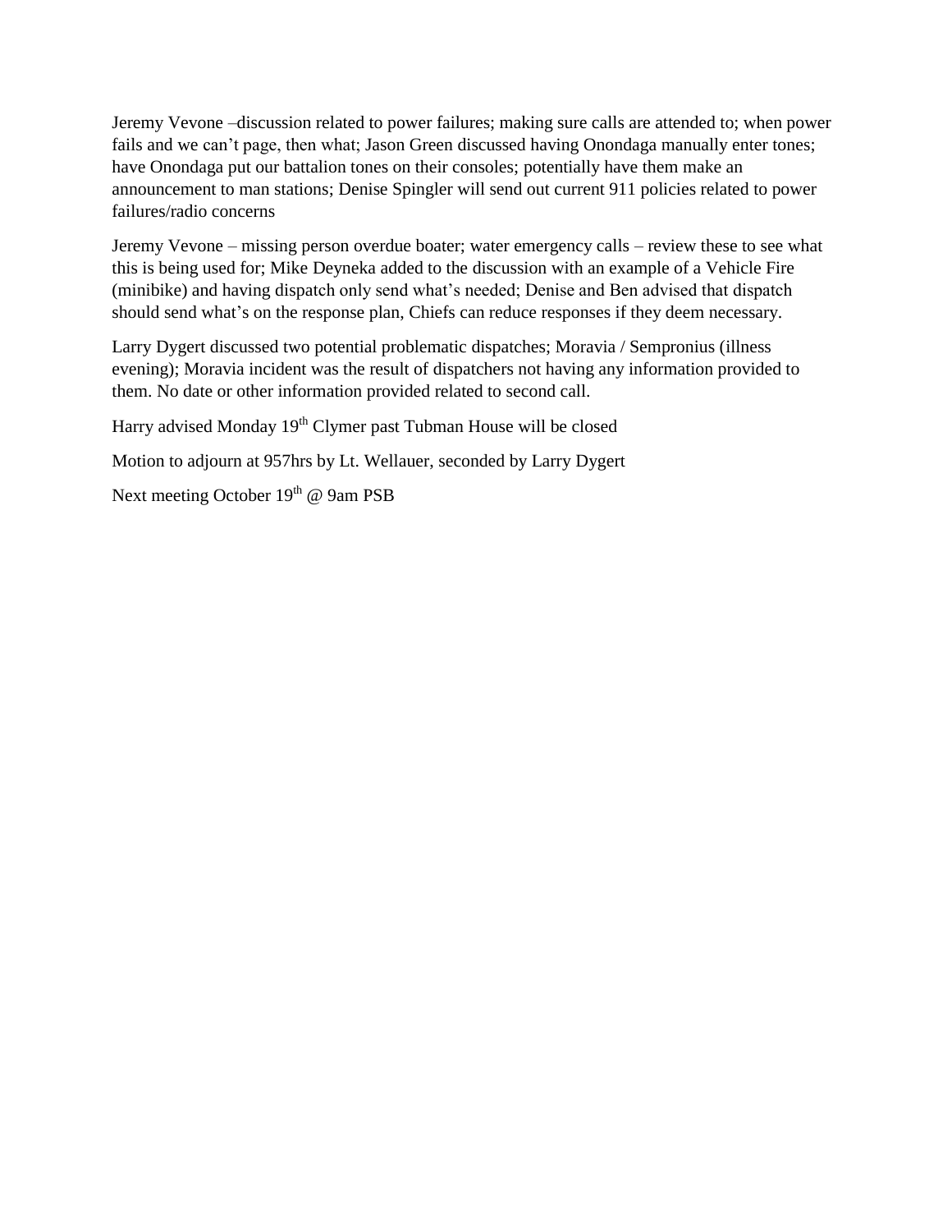Jeremy Vevone –discussion related to power failures; making sure calls are attended to; when power fails and we can't page, then what; Jason Green discussed having Onondaga manually enter tones; have Onondaga put our battalion tones on their consoles; potentially have them make an announcement to man stations; Denise Spingler will send out current 911 policies related to power failures/radio concerns

Jeremy Vevone – missing person overdue boater; water emergency calls – review these to see what this is being used for; Mike Deyneka added to the discussion with an example of a Vehicle Fire (minibike) and having dispatch only send what's needed; Denise and Ben advised that dispatch should send what's on the response plan, Chiefs can reduce responses if they deem necessary.

Larry Dygert discussed two potential problematic dispatches; Moravia / Sempronius (illness evening); Moravia incident was the result of dispatchers not having any information provided to them. No date or other information provided related to second call.

Harry advised Monday 19th Clymer past Tubman House will be closed

Motion to adjourn at 957hrs by Lt. Wellauer, seconded by Larry Dygert

Next meeting October 19th @ 9am PSB